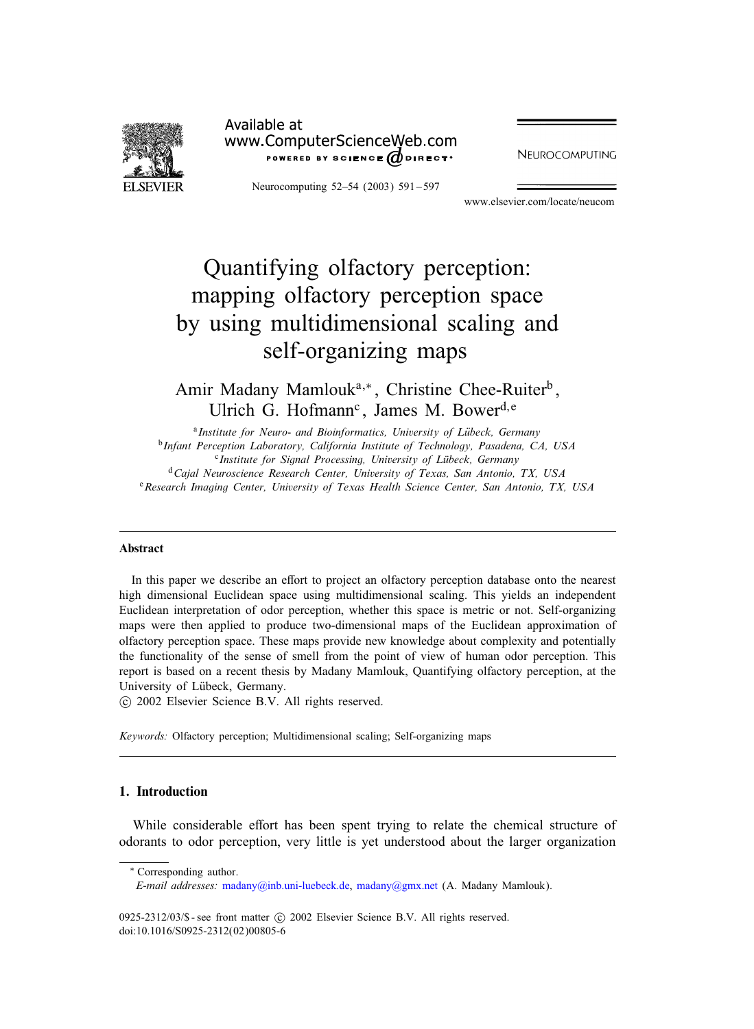# Quantifying olfactory perception: mapping olfactory perception space by using multidimensional scaling and self-organizing maps

Amir Madany Mamlouk[a,*], Christine Chee-Ruiter[b], Ulrich G. Hofmann[c], James M. Bower[d,e]

[a] *Institute for Neuro- and Bioinformatics, University of Lübeck, Germany*
[b] *Infant Perception Laboratory, California Institute of Technology, Pasadena, CA, USA*
[c] *Institute for Signal Processing, University of Lübeck, Germany*
[d] *Cajal Neuroscience Research Center, University of Texas, San Antonio, TX, USA*
[e] *Research Imaging Center, University of Texas Health Science Center, San Antonio, TX, USA*

---

## Abstract

In this paper we describe an effort to project an olfactory perception database onto the nearest high dimensional Euclidean space using multidimensional scaling. This yields an independent Euclidean interpretation of odor perception, whether this space is metric or not. Self-organizing maps were then applied to produce two-dimensional maps of the Euclidean approximation of olfactory perception space. These maps provide new knowledge about complexity and potentially the functionality of the sense of smell from the point of view of human odor perception. This report is based on a recent thesis by Madany Mamlouk, Quantifying olfactory perception, at the University of Lübeck, Germany.

© 2002 Elsevier Science B.V. All rights reserved.

*Keywords:* Olfactory perception; Multidimensional scaling; Self-organizing maps

---

## 1. Introduction

While considerable effort has been spent trying to relate the chemical structure of odorants to odor perception, very little is yet understood about the larger organization

---

\* Corresponding author.
*E-mail addresses:* madany@inb.uni-luebeck.de, madany@gmx.net (A. Madany Mamlouk).

0925-2312/03/$ - see front matter © 2002 Elsevier Science B.V. All rights reserved.
doi:10.1016/S0925-2312(02)00805-6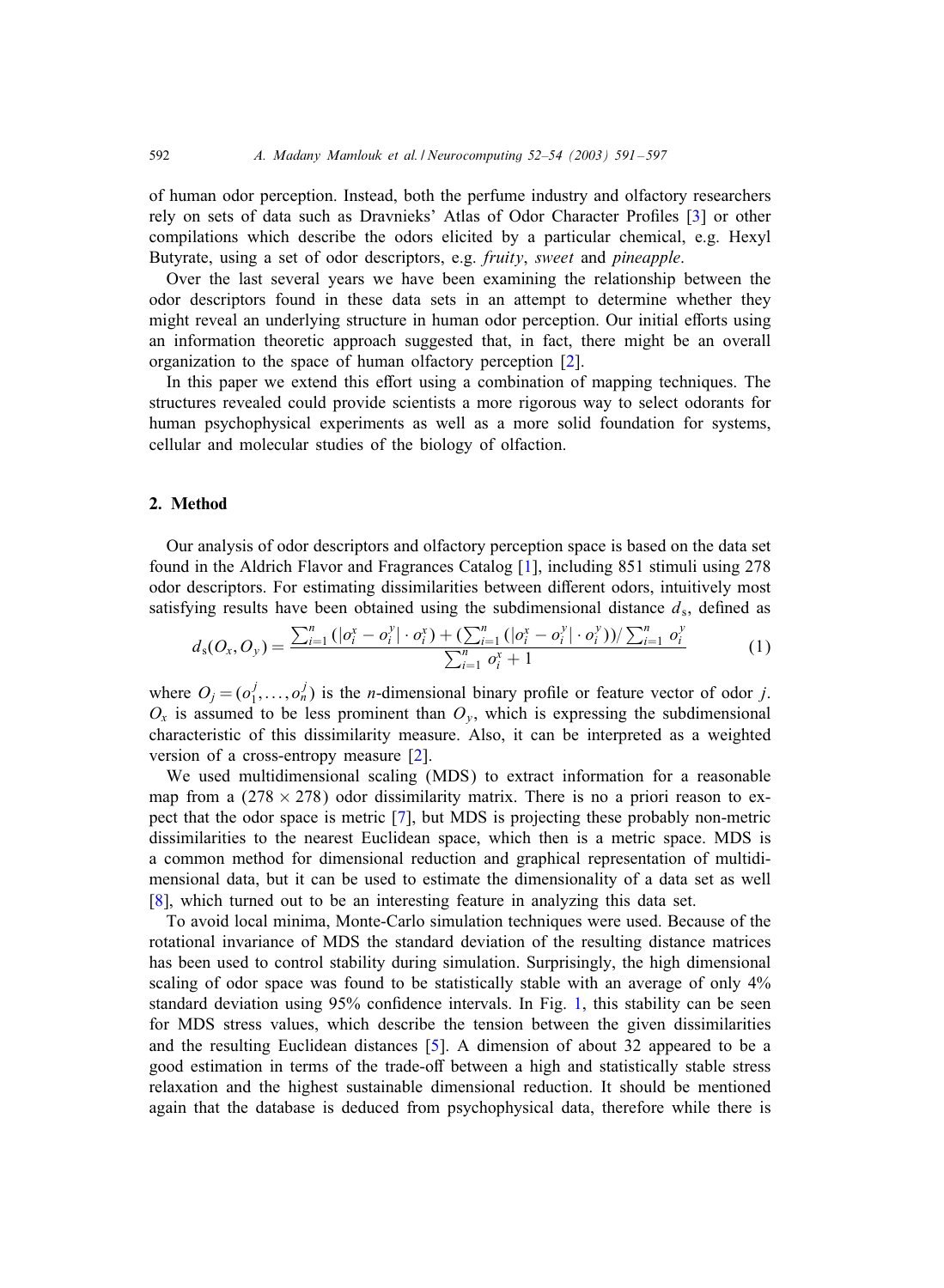of human odor perception. Instead, both the perfume industry and olfactory researchers rely on sets of data such as Dravnieks' Atlas of Odor Character Profiles [3] or other compilations which describe the odors elicited by a particular chemical, e.g. Hexyl Butyrate, using a set of odor descriptors, e.g. *fruity*, *sweet* and *pineapple*.

Over the last several years we have been examining the relationship between the odor descriptors found in these data sets in an attempt to determine whether they might reveal an underlying structure in human odor perception. Our initial efforts using an information theoretic approach suggested that, in fact, there might be an overall organization to the space of human olfactory perception [2].

In this paper we extend this effort using a combination of mapping techniques. The structures revealed could provide scientists a more rigorous way to select odorants for human psychophysical experiments as well as a more solid foundation for systems, cellular and molecular studies of the biology of olfaction.

## 2. Method

Our analysis of odor descriptors and olfactory perception space is based on the data set found in the Aldrich Flavor and Fragrances Catalog [1], including 851 stimuli using 278 odor descriptors. For estimating dissimilarities between different odors, intuitively most satisfying results have been obtained using the subdimensional distance $d_s$, defined as

$$d_s(O_x, O_y) = \frac{\sum_{i=1}^{n} (|o_i^x - o_i^y| \cdot o_i^x) + (\sum_{i=1}^{n} (|o_i^x - o_i^y| \cdot o_i^y)) / \sum_{i=1}^{n} o_i^y}{\sum_{i=1}^{n} o_i^x + 1} \tag{1}$$

where $O_j = (o_1^j, \ldots, o_n^j)$ is the $n$-dimensional binary profile or feature vector of odor $j$. $O_x$ is assumed to be less prominent than $O_y$, which is expressing the subdimensional characteristic of this dissimilarity measure. Also, it can be interpreted as a weighted version of a cross-entropy measure [2].

We used multidimensional scaling (MDS) to extract information for a reasonable map from a $(278 \times 278)$ odor dissimilarity matrix. There is no a priori reason to expect that the odor space is metric [7], but MDS is projecting these probably non-metric dissimilarities to the nearest Euclidean space, which then is a metric space. MDS is a common method for dimensional reduction and graphical representation of multidimensional data, but it can be used to estimate the dimensionality of a data set as well [8], which turned out to be an interesting feature in analyzing this data set.

To avoid local minima, Monte-Carlo simulation techniques were used. Because of the rotational invariance of MDS the standard deviation of the resulting distance matrices has been used to control stability during simulation. Surprisingly, the high dimensional scaling of odor space was found to be statistically stable with an average of only 4% standard deviation using 95% confidence intervals. In Fig. 1, this stability can be seen for MDS stress values, which describe the tension between the given dissimilarities and the resulting Euclidean distances [5]. A dimension of about 32 appeared to be a good estimation in terms of the trade-off between a high and statistically stable stress relaxation and the highest sustainable dimensional reduction. It should be mentioned again that the database is deduced from psychophysical data, therefore while there is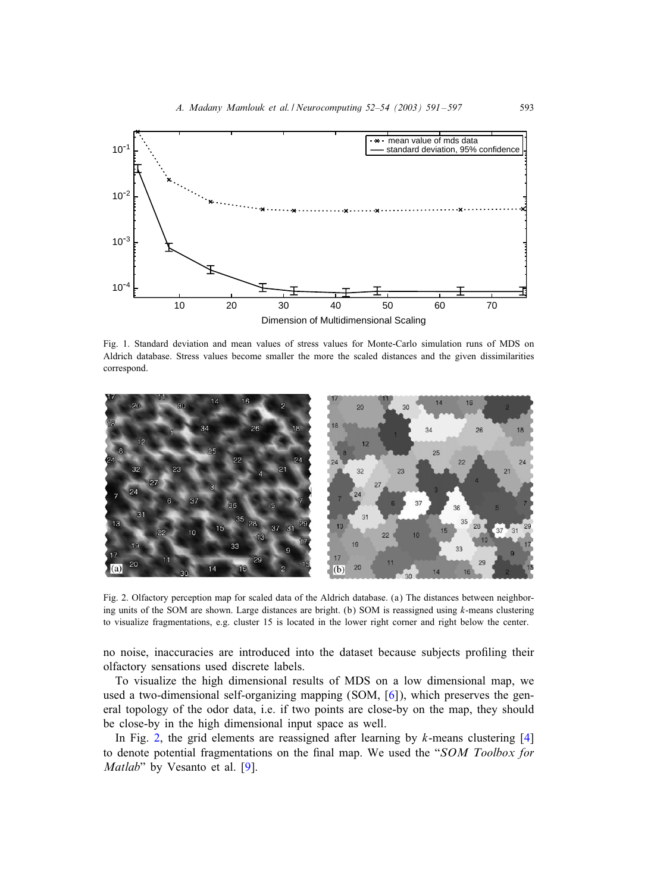Fig. 1. Standard deviation and mean values of stress values for Monte-Carlo simulation runs of MDS on Aldrich database. Stress values become smaller the more the scaled distances and the given dissimilarities correspond.

Fig. 2. Olfactory perception map for scaled data of the Aldrich database. (a) The distances between neighboring units of the SOM are shown. Large distances are bright. (b) SOM is reassigned using $k$-means clustering to visualize fragmentations, e.g. cluster 15 is located in the lower right corner and right below the center.

no noise, inaccuracies are introduced into the dataset because subjects profiling their olfactory sensations used discrete labels.

To visualize the high dimensional results of MDS on a low dimensional map, we used a two-dimensional self-organizing mapping (SOM, [6]), which preserves the general topology of the odor data, i.e. if two points are close-by on the map, they should be close-by in the high dimensional input space as well.

In Fig. 2, the grid elements are reassigned after learning by $k$-means clustering [4] to denote potential fragmentations on the final map. We used the "*SOM Toolbox for Matlab*" by Vesanto et al. [9].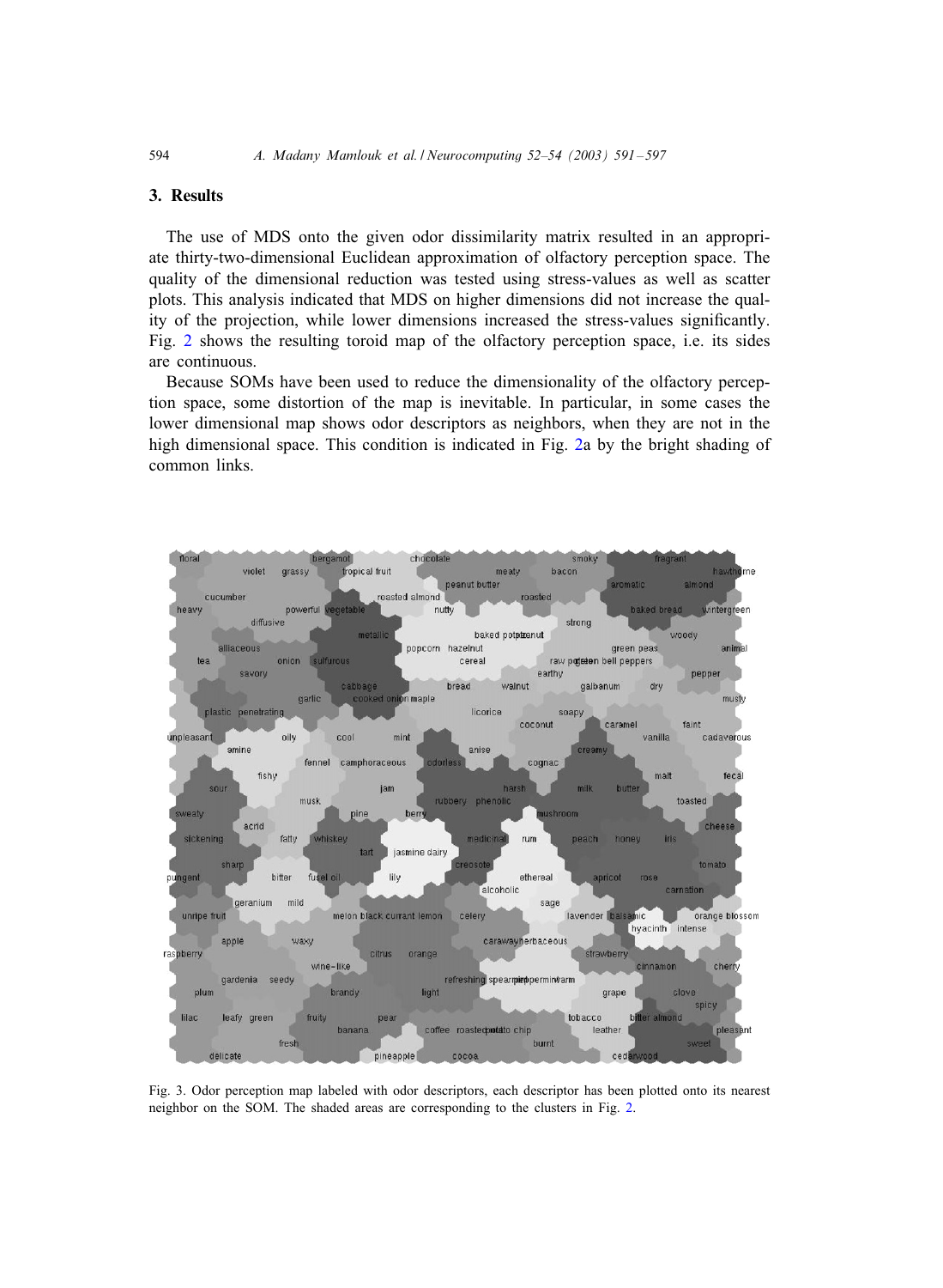## 3. Results

The use of MDS onto the given odor dissimilarity matrix resulted in an appropriate thirty-two-dimensional Euclidean approximation of olfactory perception space. The quality of the dimensional reduction was tested using stress-values as well as scatter plots. This analysis indicated that MDS on higher dimensions did not increase the quality of the projection, while lower dimensions increased the stress-values significantly. Fig. 2 shows the resulting toroid map of the olfactory perception space, i.e. its sides are continuous.

Because SOMs have been used to reduce the dimensionality of the olfactory perception space, some distortion of the map is inevitable. In particular, in some cases the lower dimensional map shows odor descriptors as neighbors, when they are not in the high dimensional space. This condition is indicated in Fig. 2a by the bright shading of common links.

Fig. 3. Odor perception map labeled with odor descriptors, each descriptor has been plotted onto its nearest neighbor on the SOM. The shaded areas are corresponding to the clusters in Fig. 2.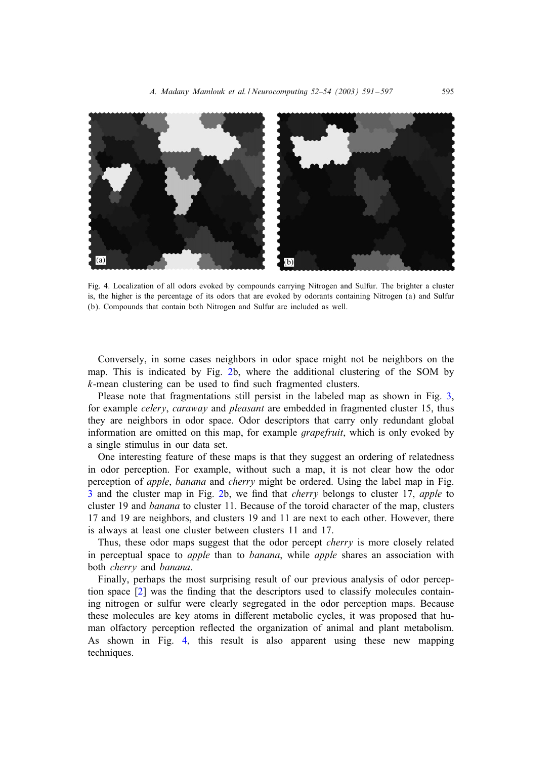Fig. 4. Localization of all odors evoked by compounds carrying Nitrogen and Sulfur. The brighter a cluster is, the higher is the percentage of its odors that are evoked by odorants containing Nitrogen (a) and Sulfur (b). Compounds that contain both Nitrogen and Sulfur are included as well.

Conversely, in some cases neighbors in odor space might not be neighbors on the map. This is indicated by Fig. 2b, where the additional clustering of the SOM by $k$-mean clustering can be used to find such fragmented clusters.

Please note that fragmentations still persist in the labeled map as shown in Fig. 3, for example *celery*, *caraway* and *pleasant* are embedded in fragmented cluster 15, thus they are neighbors in odor space. Odor descriptors that carry only redundant global information are omitted on this map, for example *grapefruit*, which is only evoked by a single stimulus in our data set.

One interesting feature of these maps is that they suggest an ordering of relatedness in odor perception. For example, without such a map, it is not clear how the odor perception of *apple*, *banana* and *cherry* might be ordered. Using the label map in Fig. 3 and the cluster map in Fig. 2b, we find that *cherry* belongs to cluster 17, *apple* to cluster 19 and *banana* to cluster 11. Because of the toroid character of the map, clusters 17 and 19 are neighbors, and clusters 19 and 11 are next to each other. However, there is always at least one cluster between clusters 11 and 17.

Thus, these odor maps suggest that the odor percept *cherry* is more closely related in perceptual space to *apple* than to *banana*, while *apple* shares an association with both *cherry* and *banana*.

Finally, perhaps the most surprising result of our previous analysis of odor perception space [2] was the finding that the descriptors used to classify molecules containing nitrogen or sulfur were clearly segregated in the odor perception maps. Because these molecules are key atoms in different metabolic cycles, it was proposed that human olfactory perception reflected the organization of animal and plant metabolism. As shown in Fig. 4, this result is also apparent using these new mapping techniques.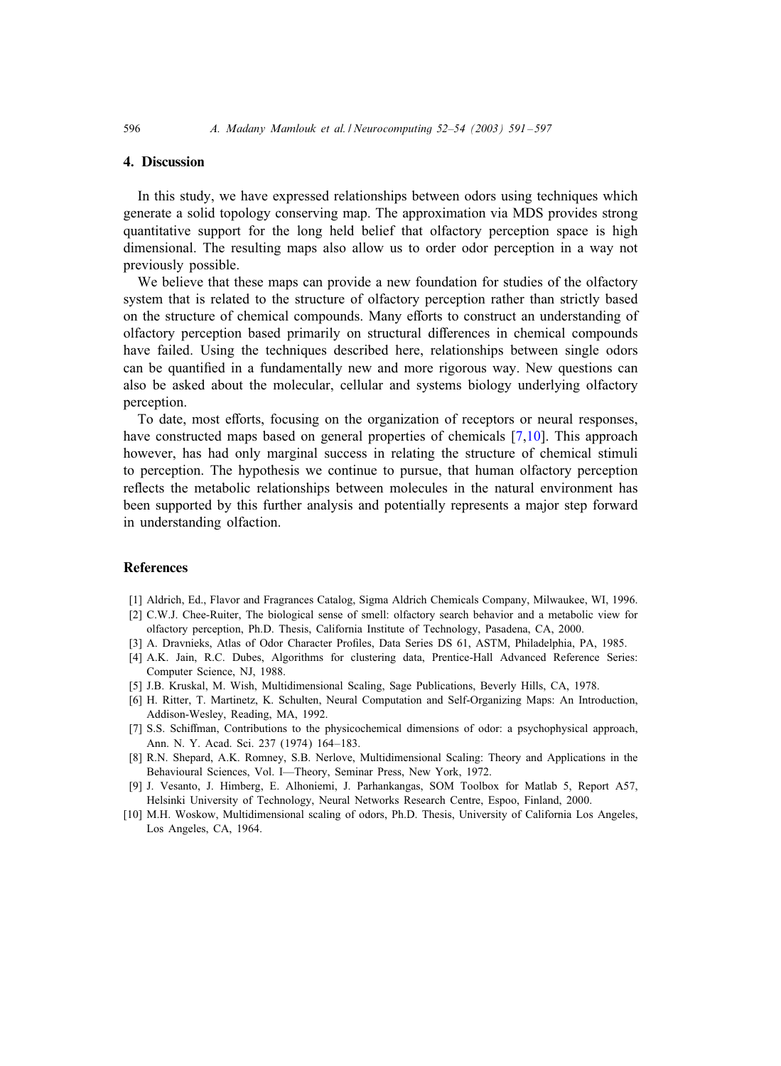## 4. Discussion

In this study, we have expressed relationships between odors using techniques which generate a solid topology conserving map. The approximation via MDS provides strong quantitative support for the long held belief that olfactory perception space is high dimensional. The resulting maps also allow us to order odor perception in a way not previously possible.

We believe that these maps can provide a new foundation for studies of the olfactory system that is related to the structure of olfactory perception rather than strictly based on the structure of chemical compounds. Many efforts to construct an understanding of olfactory perception based primarily on structural differences in chemical compounds have failed. Using the techniques described here, relationships between single odors can be quantified in a fundamentally new and more rigorous way. New questions can also be asked about the molecular, cellular and systems biology underlying olfactory perception.

To date, most efforts, focusing on the organization of receptors or neural responses, have constructed maps based on general properties of chemicals [7,10]. This approach however, has had only marginal success in relating the structure of chemical stimuli to perception. The hypothesis we continue to pursue, that human olfactory perception reflects the metabolic relationships between molecules in the natural environment has been supported by this further analysis and potentially represents a major step forward in understanding olfaction.

## References

[1] Aldrich, Ed., Flavor and Fragrances Catalog, Sigma Aldrich Chemicals Company, Milwaukee, WI, 1996.

[2] C.W.J. Chee-Ruiter, The biological sense of smell: olfactory search behavior and a metabolic view for olfactory perception, Ph.D. Thesis, California Institute of Technology, Pasadena, CA, 2000.

[3] A. Dravnieks, Atlas of Odor Character Profiles, Data Series DS 61, ASTM, Philadelphia, PA, 1985.

[4] A.K. Jain, R.C. Dubes, Algorithms for clustering data, Prentice-Hall Advanced Reference Series: Computer Science, NJ, 1988.

[5] J.B. Kruskal, M. Wish, Multidimensional Scaling, Sage Publications, Beverly Hills, CA, 1978.

[6] H. Ritter, T. Martinetz, K. Schulten, Neural Computation and Self-Organizing Maps: An Introduction, Addison-Wesley, Reading, MA, 1992.

[7] S.S. Schiffman, Contributions to the physicochemical dimensions of odor: a psychophysical approach, Ann. N. Y. Acad. Sci. 237 (1974) 164–183.

[8] R.N. Shepard, A.K. Romney, S.B. Nerlove, Multidimensional Scaling: Theory and Applications in the Behavioural Sciences, Vol. I—Theory, Seminar Press, New York, 1972.

[9] J. Vesanto, J. Himberg, E. Alhoniemi, J. Parhankangas, SOM Toolbox for Matlab 5, Report A57, Helsinki University of Technology, Neural Networks Research Centre, Espoo, Finland, 2000.

[10] M.H. Woskow, Multidimensional scaling of odors, Ph.D. Thesis, University of California Los Angeles, Los Angeles, CA, 1964.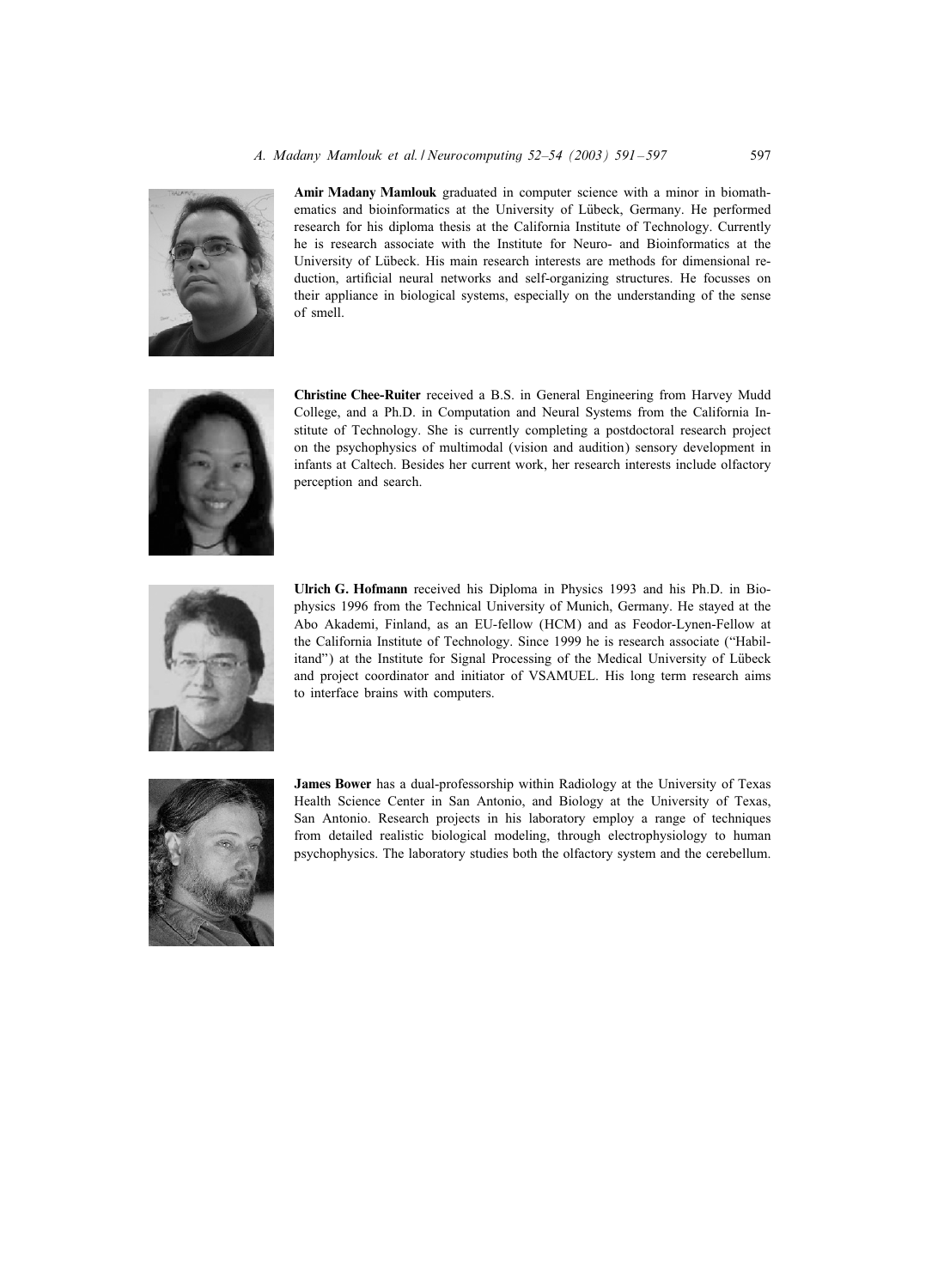**Amir Madany Mamlouk** graduated in computer science with a minor in biomathematics and bioinformatics at the University of Lübeck, Germany. He performed research for his diploma thesis at the California Institute of Technology. Currently he is research associate with the Institute for Neuro- and Bioinformatics at the University of Lübeck. His main research interests are methods for dimensional reduction, artificial neural networks and self-organizing structures. He focusses on their appliance in biological systems, especially on the understanding of the sense of smell.

**Christine Chee-Ruiter** received a B.S. in General Engineering from Harvey Mudd College, and a Ph.D. in Computation and Neural Systems from the California Institute of Technology. She is currently completing a postdoctoral research project on the psychophysics of multimodal (vision and audition) sensory development in infants at Caltech. Besides her current work, her research interests include olfactory perception and search.

**Ulrich G. Hofmann** received his Diploma in Physics 1993 and his Ph.D. in Biophysics 1996 from the Technical University of Munich, Germany. He stayed at the Abo Akademi, Finland, as an EU-fellow (HCM) and as Feodor-Lynen-Fellow at the California Institute of Technology. Since 1999 he is research associate ("Habilitand") at the Institute for Signal Processing of the Medical University of Lübeck and project coordinator and initiator of VSAMUEL. His long term research aims to interface brains with computers.

**James Bower** has a dual-professorship within Radiology at the University of Texas Health Science Center in San Antonio, and Biology at the University of Texas, San Antonio. Research projects in his laboratory employ a range of techniques from detailed realistic biological modeling, through electrophysiology to human psychophysics. The laboratory studies both the olfactory system and the cerebellum.